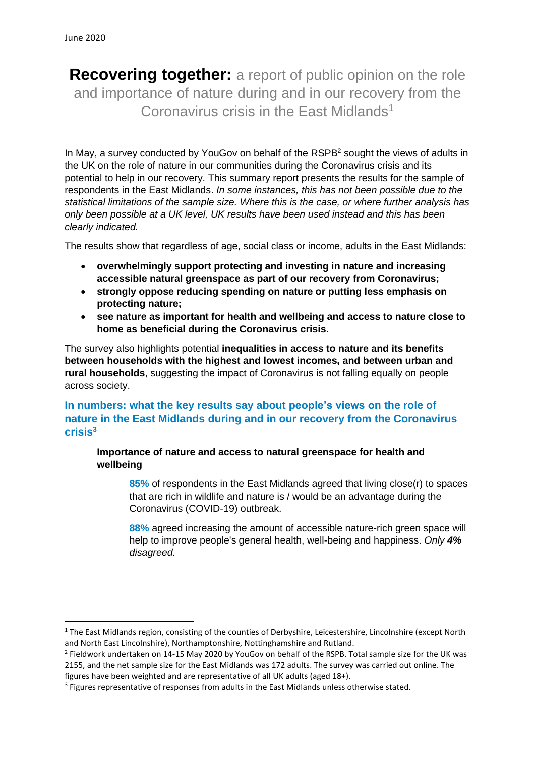June 2020

# **Recovering together:** a report of public opinion on the role and importance of nature during and in our recovery from the Coronavirus crisis in the East Midlands[1]

In May, a survey conducted by YouGov on behalf of the RSPB[2] sought the views of adults in the UK on the role of nature in our communities during the Coronavirus crisis and its potential to help in our recovery. This summary report presents the results for the sample of respondents in the East Midlands. *In some instances, this has not been possible due to the statistical limitations of the sample size. Where this is the case, or where further analysis has only been possible at a UK level, UK results have been used instead and this has been clearly indicated.*

The results show that regardless of age, social class or income, adults in the East Midlands:

- **overwhelmingly support protecting and investing in nature and increasing accessible natural greenspace as part of our recovery from Coronavirus;**
- **strongly oppose reducing spending on nature or putting less emphasis on protecting nature;**
- **see nature as important for health and wellbeing and access to nature close to home as beneficial during the Coronavirus crisis.**

The survey also highlights potential **inequalities in access to nature and its benefits between households with the highest and lowest incomes, and between urban and rural households**, suggesting the impact of Coronavirus is not falling equally on people across society.

## In numbers: what the key results say about people's views on the role of nature in the East Midlands during and in our recovery from the Coronavirus crisis[3]

### Importance of nature and access to natural greenspace for health and wellbeing

**85%** of respondents in the East Midlands agreed that living close(r) to spaces that are rich in wildlife and nature is / would be an advantage during the Coronavirus (COVID-19) outbreak.

**88%** agreed increasing the amount of accessible nature-rich green space will help to improve people's general health, well-being and happiness. *Only **4%** disagreed.*

---

[1] The East Midlands region, consisting of the counties of Derbyshire, Leicestershire, Lincolnshire (except North and North East Lincolnshire), Northamptonshire, Nottinghamshire and Rutland.

[2] Fieldwork undertaken on 14-15 May 2020 by YouGov on behalf of the RSPB. Total sample size for the UK was 2155, and the net sample size for the East Midlands was 172 adults. The survey was carried out online. The figures have been weighted and are representative of all UK adults (aged 18+).

[3] Figures representative of responses from adults in the East Midlands unless otherwise stated.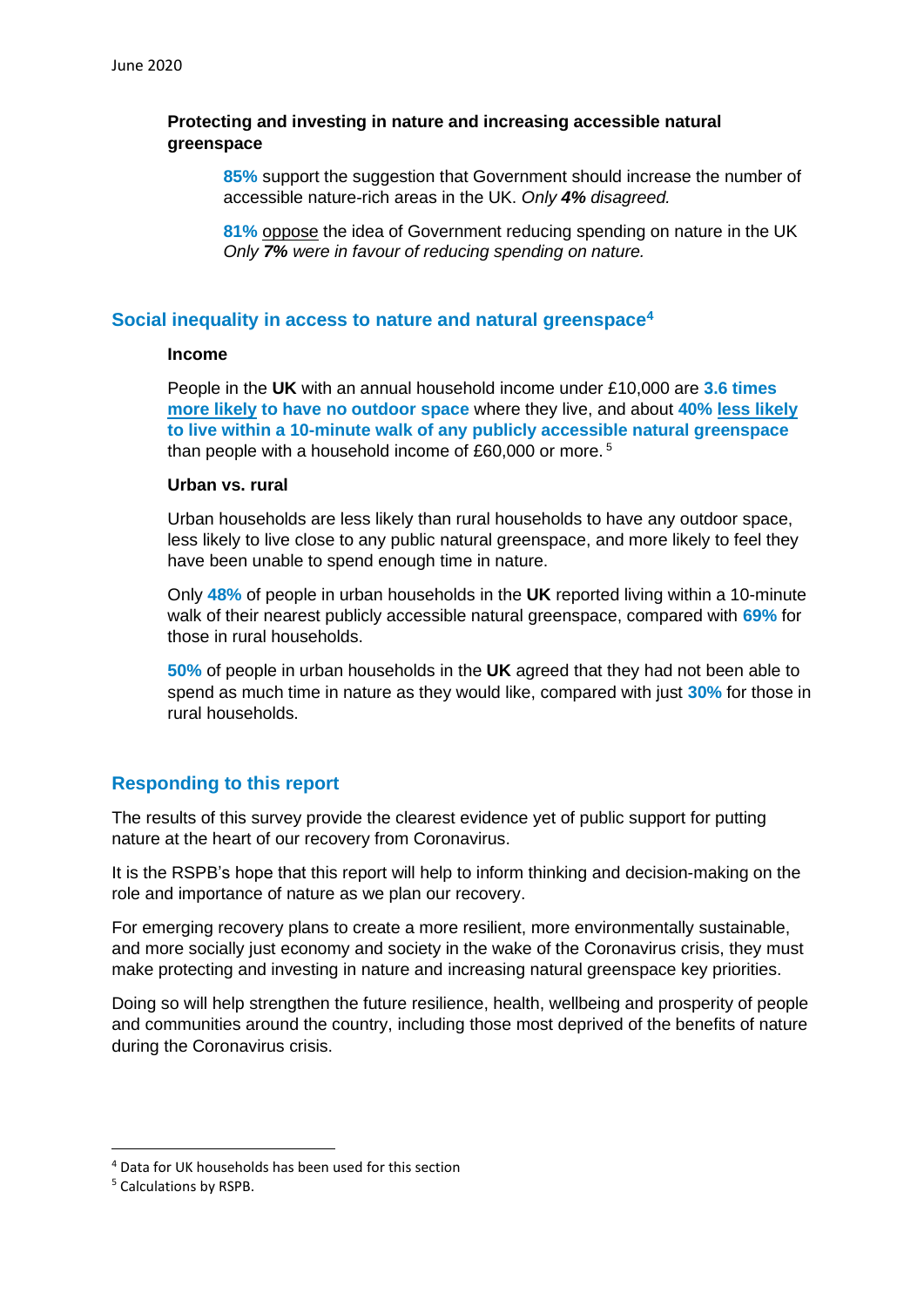### Protecting and investing in nature and increasing accessible natural greenspace

**85%** support the suggestion that Government should increase the number of accessible nature-rich areas in the UK. *Only **4%** disagreed.*

**81%** oppose the idea of Government reducing spending on nature in the UK *Only **7%** were in favour of reducing spending on nature.*

## Social inequality in access to nature and natural greenspace[4]

### Income

People in the **UK** with an annual household income under £10,000 are **3.6 times more likely to have no outdoor space** where they live, and about **40% less likely to live within a 10-minute walk of any publicly accessible natural greenspace** than people with a household income of £60,000 or more.[5]

### Urban vs. rural

Urban households are less likely than rural households to have any outdoor space, less likely to live close to any public natural greenspace, and more likely to feel they have been unable to spend enough time in nature.

Only **48%** of people in urban households in the **UK** reported living within a 10-minute walk of their nearest publicly accessible natural greenspace, compared with **69%** for those in rural households.

**50%** of people in urban households in the **UK** agreed that they had not been able to spend as much time in nature as they would like, compared with just **30%** for those in rural households.

## Responding to this report

The results of this survey provide the clearest evidence yet of public support for putting nature at the heart of our recovery from Coronavirus.

It is the RSPB's hope that this report will help to inform thinking and decision-making on the role and importance of nature as we plan our recovery.

For emerging recovery plans to create a more resilient, more environmentally sustainable, and more socially just economy and society in the wake of the Coronavirus crisis, they must make protecting and investing in nature and increasing natural greenspace key priorities.

Doing so will help strengthen the future resilience, health, wellbeing and prosperity of people and communities around the country, including those most deprived of the benefits of nature during the Coronavirus crisis.

---

[4] Data for UK households has been used for this section

[5] Calculations by RSPB.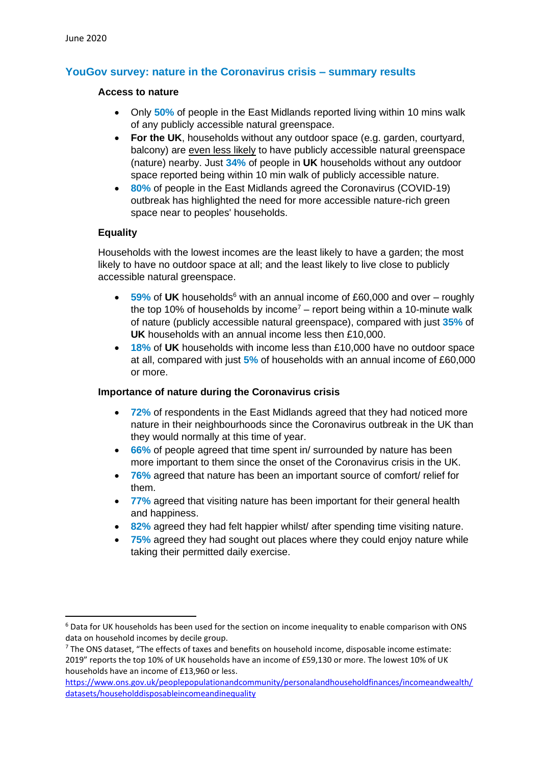June 2020

## YouGov survey: nature in the Coronavirus crisis – summary results

### Access to nature

- Only **50%** of people in the East Midlands reported living within 10 mins walk of any publicly accessible natural greenspace.
- **For the UK**, households without any outdoor space (e.g. garden, courtyard, balcony) are even less likely to have publicly accessible natural greenspace (nature) nearby. Just **34%** of people in **UK** households without any outdoor space reported being within 10 min walk of publicly accessible nature.
- **80%** of people in the East Midlands agreed the Coronavirus (COVID-19) outbreak has highlighted the need for more accessible nature-rich green space near to peoples' households.

### Equality

Households with the lowest incomes are the least likely to have a garden; the most likely to have no outdoor space at all; and the least likely to live close to publicly accessible natural greenspace.

- **59%** of **UK** households[6] with an annual income of £60,000 and over – roughly the top 10% of households by income[7] – report being within a 10-minute walk of nature (publicly accessible natural greenspace), compared with just **35%** of **UK** households with an annual income less then £10,000.
- **18%** of **UK** households with income less than £10,000 have no outdoor space at all, compared with just **5%** of households with an annual income of £60,000 or more.

### Importance of nature during the Coronavirus crisis

- **72%** of respondents in the East Midlands agreed that they had noticed more nature in their neighbourhoods since the Coronavirus outbreak in the UK than they would normally at this time of year.
- **66%** of people agreed that time spent in/ surrounded by nature has been more important to them since the onset of the Coronavirus crisis in the UK.
- **76%** agreed that nature has been an important source of comfort/ relief for them.
- **77%** agreed that visiting nature has been important for their general health and happiness.
- **82%** agreed they had felt happier whilst/ after spending time visiting nature.
- **75%** agreed they had sought out places where they could enjoy nature while taking their permitted daily exercise.

---

[6] Data for UK households has been used for the section on income inequality to enable comparison with ONS data on household incomes by decile group.

[7] The ONS dataset, "The effects of taxes and benefits on household income, disposable income estimate: 2019" reports the top 10% of UK households have an income of £59,130 or more. The lowest 10% of UK households have an income of £13,960 or less.
https://www.ons.gov.uk/peoplepopulationandcommunity/personalandhouseholdfinances/incomeandwealth/datasets/householddisposableincomeandinequality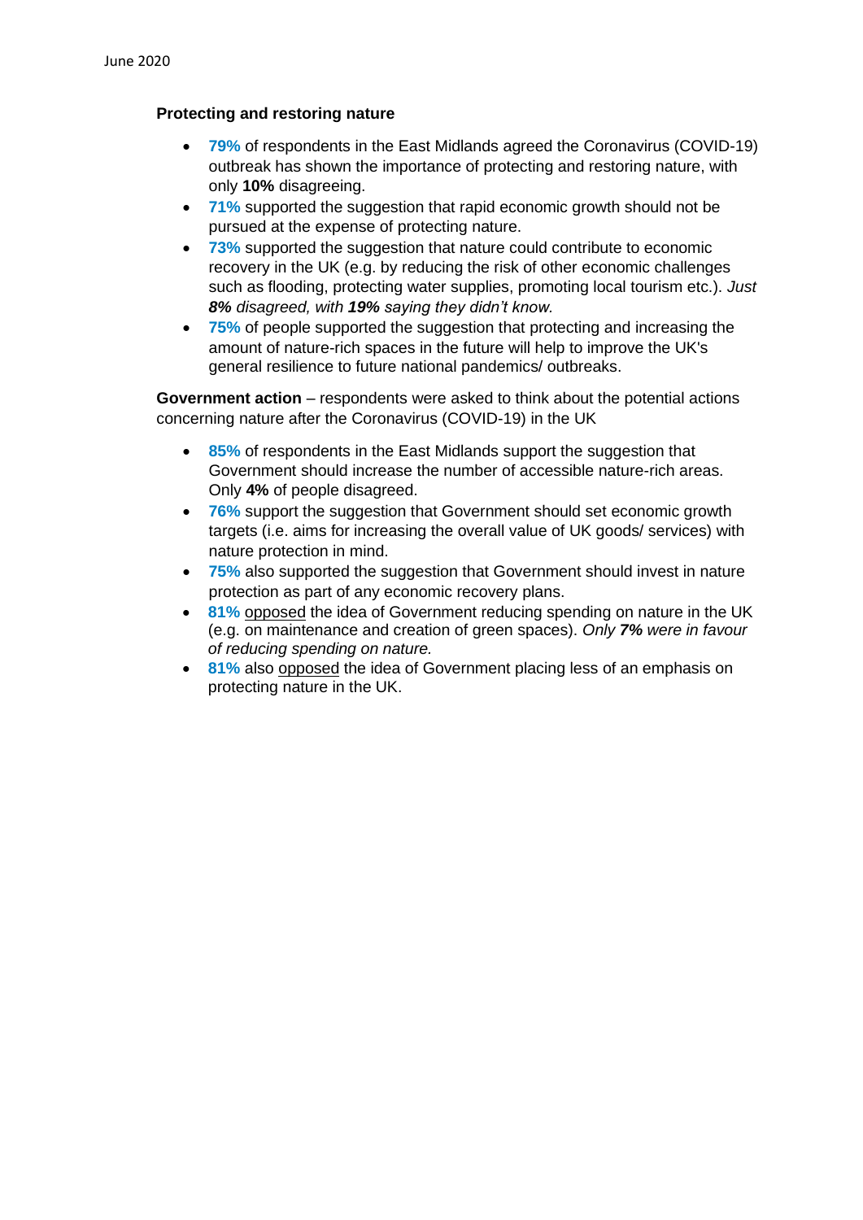**Protecting and restoring nature**

- **79%** of respondents in the East Midlands agreed the Coronavirus (COVID-19) outbreak has shown the importance of protecting and restoring nature, with only **10%** disagreeing.
- **71%** supported the suggestion that rapid economic growth should not be pursued at the expense of protecting nature.
- **73%** supported the suggestion that nature could contribute to economic recovery in the UK (e.g. by reducing the risk of other economic challenges such as flooding, protecting water supplies, promoting local tourism etc.). *Just **8%** disagreed, with **19%** saying they didn't know.*
- **75%** of people supported the suggestion that protecting and increasing the amount of nature-rich spaces in the future will help to improve the UK's general resilience to future national pandemics/ outbreaks.

**Government action** – respondents were asked to think about the potential actions concerning nature after the Coronavirus (COVID-19) in the UK

- **85%** of respondents in the East Midlands support the suggestion that Government should increase the number of accessible nature-rich areas. Only **4%** of people disagreed.
- **76%** support the suggestion that Government should set economic growth targets (i.e. aims for increasing the overall value of UK goods/ services) with nature protection in mind.
- **75%** also supported the suggestion that Government should invest in nature protection as part of any economic recovery plans.
- **81%** opposed the idea of Government reducing spending on nature in the UK (e.g. on maintenance and creation of green spaces). *Only **7%** were in favour of reducing spending on nature.*
- **81%** also opposed the idea of Government placing less of an emphasis on protecting nature in the UK.